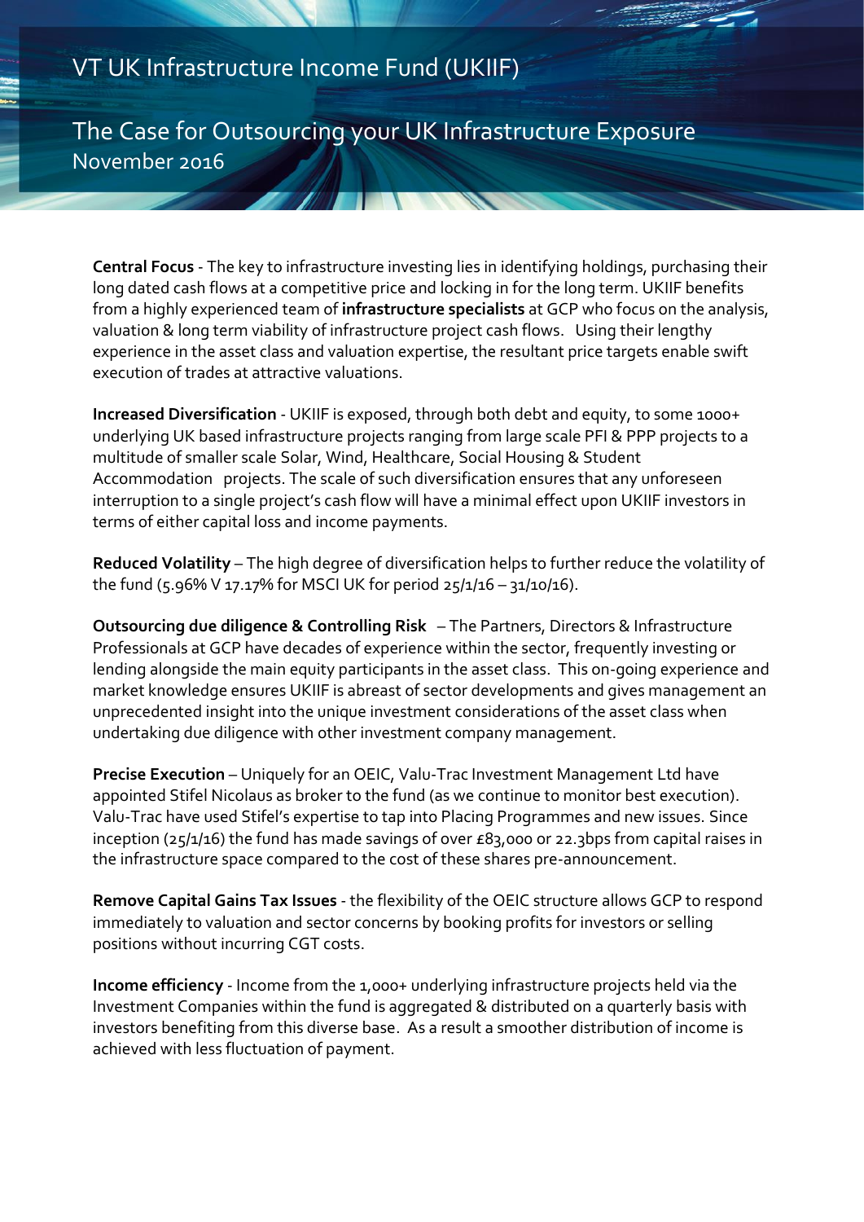# VT UK Infrastructure Income Fund (UKIIF)

## The Case for Outsourcing your UK Infrastructure Exposure
November 2016

**Central Focus** - The key to infrastructure investing lies in identifying holdings, purchasing their long dated cash flows at a competitive price and locking in for the long term. UKIIF benefits from a highly experienced team of **infrastructure specialists** at GCP who focus on the analysis, valuation & long term viability of infrastructure project cash flows. Using their lengthy experience in the asset class and valuation expertise, the resultant price targets enable swift execution of trades at attractive valuations.

**Increased Diversification** - UKIIF is exposed, through both debt and equity, to some 1000+ underlying UK based infrastructure projects ranging from large scale PFI & PPP projects to a multitude of smaller scale Solar, Wind, Healthcare, Social Housing & Student Accommodation projects. The scale of such diversification ensures that any unforeseen interruption to a single project's cash flow will have a minimal effect upon UKIIF investors in terms of either capital loss and income payments.

**Reduced Volatility** – The high degree of diversification helps to further reduce the volatility of the fund (5.96% V 17.17% for MSCI UK for period 25/1/16 – 31/10/16).

**Outsourcing due diligence & Controlling Risk** – The Partners, Directors & Infrastructure Professionals at GCP have decades of experience within the sector, frequently investing or lending alongside the main equity participants in the asset class. This on-going experience and market knowledge ensures UKIIF is abreast of sector developments and gives management an unprecedented insight into the unique investment considerations of the asset class when undertaking due diligence with other investment company management.

**Precise Execution** – Uniquely for an OEIC, Valu-Trac Investment Management Ltd have appointed Stifel Nicolaus as broker to the fund (as we continue to monitor best execution). Valu-Trac have used Stifel's expertise to tap into Placing Programmes and new issues. Since inception (25/1/16) the fund has made savings of over £83,000 or 22.3bps from capital raises in the infrastructure space compared to the cost of these shares pre-announcement.

**Remove Capital Gains Tax Issues** - the flexibility of the OEIC structure allows GCP to respond immediately to valuation and sector concerns by booking profits for investors or selling positions without incurring CGT costs.

**Income efficiency** - Income from the 1,000+ underlying infrastructure projects held via the Investment Companies within the fund is aggregated & distributed on a quarterly basis with investors benefiting from this diverse base. As a result a smoother distribution of income is achieved with less fluctuation of payment.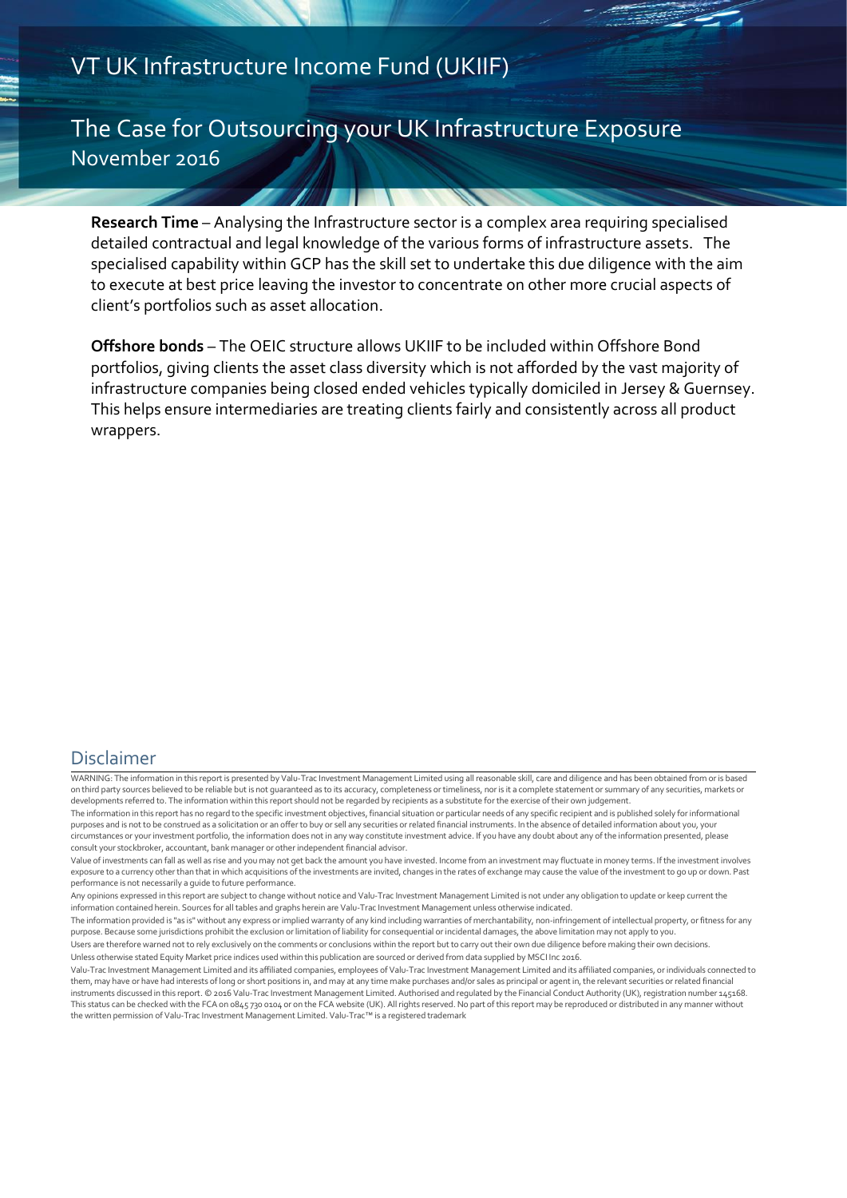# VT UK Infrastructure Income Fund (UKIIF)

## The Case for Outsourcing your UK Infrastructure Exposure
November 2016

**Research Time** – Analysing the Infrastructure sector is a complex area requiring specialised detailed contractual and legal knowledge of the various forms of infrastructure assets. The specialised capability within GCP has the skill set to undertake this due diligence with the aim to execute at best price leaving the investor to concentrate on other more crucial aspects of client's portfolios such as asset allocation.

**Offshore bonds** – The OEIC structure allows UKIIF to be included within Offshore Bond portfolios, giving clients the asset class diversity which is not afforded by the vast majority of infrastructure companies being closed ended vehicles typically domiciled in Jersey & Guernsey. This helps ensure intermediaries are treating clients fairly and consistently across all product wrappers.

## Disclaimer

WARNING: The information in this report is presented by Valu-Trac Investment Management Limited using all reasonable skill, care and diligence and has been obtained from or is based on third party sources believed to be reliable but is not guaranteed as to its accuracy, completeness or timeliness, nor is it a complete statement or summary of any securities, markets or developments referred to. The information within this report should not be regarded by recipients as a substitute for the exercise of their own judgement.

The information in this report has no regard to the specific investment objectives, financial situation or particular needs of any specific recipient and is published solely for informational purposes and is not to be construed as a solicitation or an offer to buy or sell any securities or related financial instruments. In the absence of detailed information about you, your circumstances or your investment portfolio, the information does not in any way constitute investment advice. If you have any doubt about any of the information presented, please consult your stockbroker, accountant, bank manager or other independent financial advisor.

Value of investments can fall as well as rise and you may not get back the amount you have invested. Income from an investment may fluctuate in money terms. If the investment involves exposure to a currency other than that in which acquisitions of the investments are invited, changes in the rates of exchange may cause the value of the investment to go up or down. Past performance is not necessarily a guide to future performance.

Any opinions expressed in this report are subject to change without notice and Valu-Trac Investment Management Limited is not under any obligation to update or keep current the information contained herein. Sources for all tables and graphs herein are Valu-Trac Investment Management unless otherwise indicated.

The information provided is "as is" without any express or implied warranty of any kind including warranties of merchantability, non-infringement of intellectual property, or fitness for any purpose. Because some jurisdictions prohibit the exclusion or limitation of liability for consequential or incidental damages, the above limitation may not apply to you.

Users are therefore warned not to rely exclusively on the comments or conclusions within the report but to carry out their own due diligence before making their own decisions.

Unless otherwise stated Equity Market price indices used within this publication are sourced or derived from data supplied by MSCI Inc 2016.

Valu-Trac Investment Management Limited and its affiliated companies, employees of Valu-Trac Investment Management Limited and its affiliated companies, or individuals connected to them, may have or have had interests of long or short positions in, and may at any time make purchases and/or sales as principal or agent in, the relevant securities or related financial instruments discussed in this report. © 2016 Valu-Trac Investment Management Limited. Authorised and regulated by the Financial Conduct Authority (UK), registration number 145168. This status can be checked with the FCA on 0845 730 0104 or on the FCA website (UK). All rights reserved. No part of this report may be reproduced or distributed in any manner without the written permission of Valu-Trac Investment Management Limited. Valu-Trac™ is a registered trademark